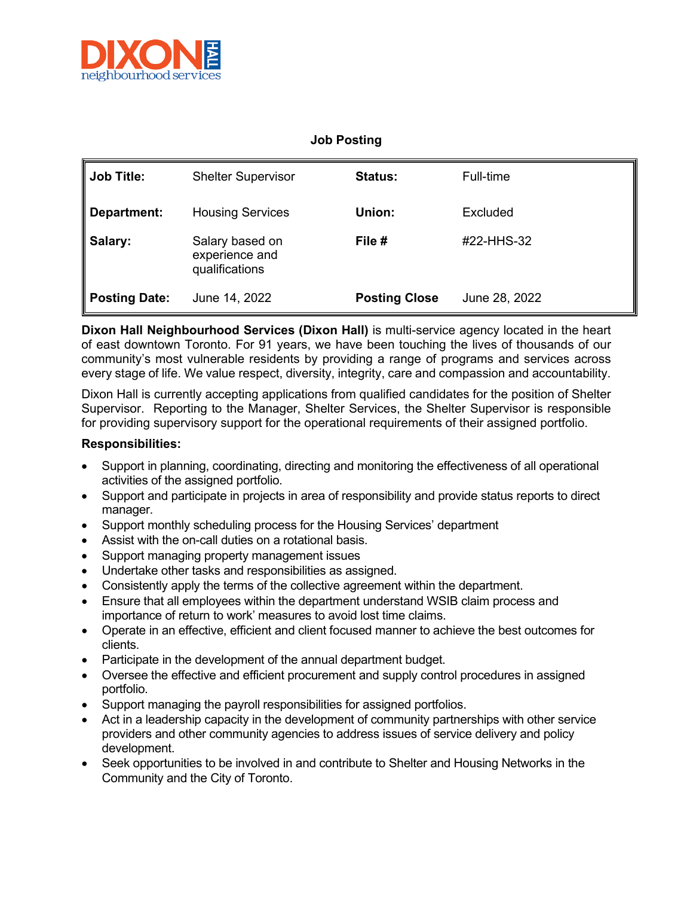**Job Posting**

| **Job Title:** | Shelter Supervisor | **Status:** | Full-time |
|---|---|---|---|
| **Department:** | Housing Services | **Union:** | Excluded |
| **Salary:** | Salary based on experience and qualifications | **File #** | #22-HHS-32 |
| **Posting Date:** | June 14, 2022 | **Posting Close** | June 28, 2022 |

**Dixon Hall Neighbourhood Services (Dixon Hall)** is multi-service agency located in the heart of east downtown Toronto. For 91 years, we have been touching the lives of thousands of our community's most vulnerable residents by providing a range of programs and services across every stage of life. We value respect, diversity, integrity, care and compassion and accountability.

Dixon Hall is currently accepting applications from qualified candidates for the position of Shelter Supervisor. Reporting to the Manager, Shelter Services, the Shelter Supervisor is responsible for providing supervisory support for the operational requirements of their assigned portfolio.

**Responsibilities:**

- Support in planning, coordinating, directing and monitoring the effectiveness of all operational activities of the assigned portfolio.
- Support and participate in projects in area of responsibility and provide status reports to direct manager.
- Support monthly scheduling process for the Housing Services' department
- Assist with the on-call duties on a rotational basis.
- Support managing property management issues
- Undertake other tasks and responsibilities as assigned.
- Consistently apply the terms of the collective agreement within the department.
- Ensure that all employees within the department understand WSIB claim process and importance of return to work' measures to avoid lost time claims.
- Operate in an effective, efficient and client focused manner to achieve the best outcomes for clients.
- Participate in the development of the annual department budget.
- Oversee the effective and efficient procurement and supply control procedures in assigned portfolio.
- Support managing the payroll responsibilities for assigned portfolios.
- Act in a leadership capacity in the development of community partnerships with other service providers and other community agencies to address issues of service delivery and policy development.
- Seek opportunities to be involved in and contribute to Shelter and Housing Networks in the Community and the City of Toronto.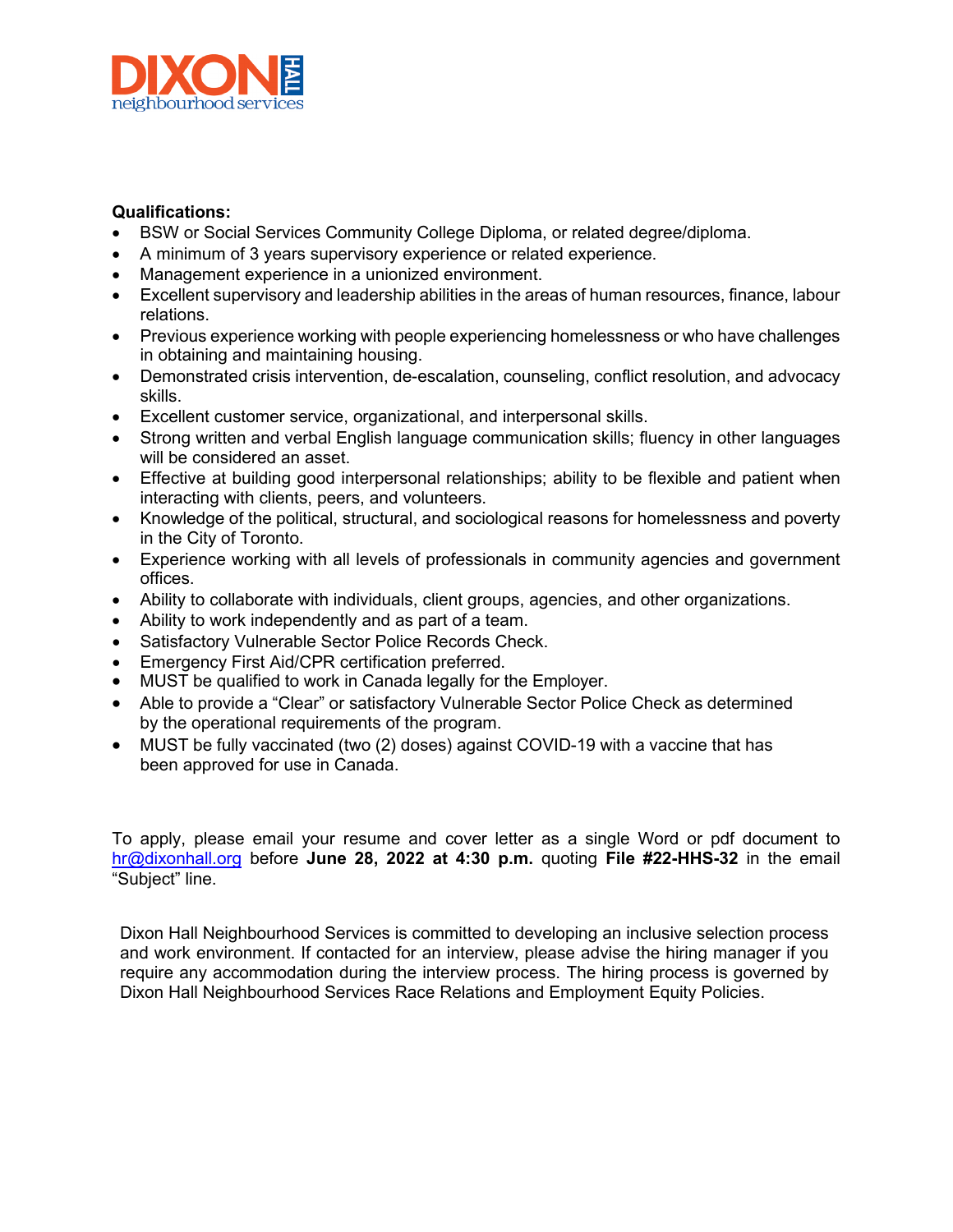**Qualifications:**

- BSW or Social Services Community College Diploma, or related degree/diploma.
- A minimum of 3 years supervisory experience or related experience.
- Management experience in a unionized environment.
- Excellent supervisory and leadership abilities in the areas of human resources, finance, labour relations.
- Previous experience working with people experiencing homelessness or who have challenges in obtaining and maintaining housing.
- Demonstrated crisis intervention, de-escalation, counseling, conflict resolution, and advocacy skills.
- Excellent customer service, organizational, and interpersonal skills.
- Strong written and verbal English language communication skills; fluency in other languages will be considered an asset.
- Effective at building good interpersonal relationships; ability to be flexible and patient when interacting with clients, peers, and volunteers.
- Knowledge of the political, structural, and sociological reasons for homelessness and poverty in the City of Toronto.
- Experience working with all levels of professionals in community agencies and government offices.
- Ability to collaborate with individuals, client groups, agencies, and other organizations.
- Ability to work independently and as part of a team.
- Satisfactory Vulnerable Sector Police Records Check.
- Emergency First Aid/CPR certification preferred.
- MUST be qualified to work in Canada legally for the Employer.
- Able to provide a "Clear" or satisfactory Vulnerable Sector Police Check as determined by the operational requirements of the program.
- MUST be fully vaccinated (two (2) doses) against COVID-19 with a vaccine that has been approved for use in Canada.

To apply, please email your resume and cover letter as a single Word or pdf document to hr@dixonhall.org before **June 28, 2022 at 4:30 p.m.** quoting **File #22-HHS-32** in the email "Subject" line.

Dixon Hall Neighbourhood Services is committed to developing an inclusive selection process and work environment. If contacted for an interview, please advise the hiring manager if you require any accommodation during the interview process. The hiring process is governed by Dixon Hall Neighbourhood Services Race Relations and Employment Equity Policies.